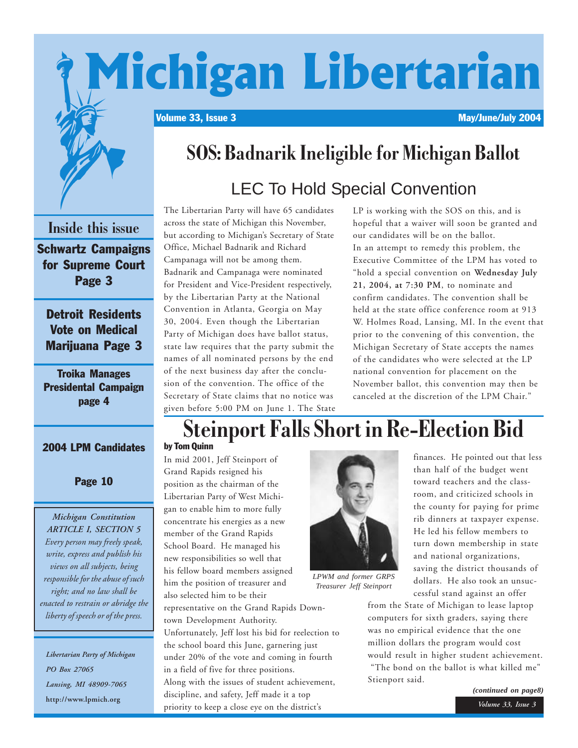# Michigan Libertarian

Volume 33, Issue 3 May/June/July 2004

## SOS: Badnarik Ineligible for Michigan Ballot

### LEC To Hold Special Convention

The Libertarian Party will have 65 candidates across the state of Michigan this November, but according to Michigan's Secretary of State Office, Michael Badnarik and Richard Campanaga will not be among them. Badnarik and Campanaga were nominated for President and Vice-President respectively, by the Libertarian Party at the National Convention in Atlanta, Georgia on May 30, 2004. Even though the Libertarian Party of Michigan does have ballot status, state law requires that the party submit the names of all nominated persons by the end of the next business day after the conclusion of the convention. The office of the Secretary of State claims that no notice was given before 5:00 PM on June 1. The State LP is working with the SOS on this, and is hopeful that a waiver will soon be granted and our candidates will be on the ballot.

In an attempt to remedy this problem, the Executive Committee of the LPM has voted to "hold a special convention on **Wednesday July 21, 2004, at 7:30 PM**, to nominate and confirm candidates. The convention shall be held at the state office conference room at 913 W. Holmes Road, Lansing, MI. In the event that prior to the convening of this convention, the Michigan Secretary of State accepts the names of the candidates who were selected at the LP national convention for placement on the November ballot, this convention may then be canceled at the discretion of the LPM Chair."

## Steinport Falls Short in Re-Election Bid

**by Tom Quinn**

In mid 2001, Jeff Steinport of Grand Rapids resigned his position as the chairman of the Libertarian Party of West Michigan to enable him to more fully concentrate his energies as a new member of the Grand Rapids School Board. He managed his new responsibilities so well that his fellow board members assigned him the position of treasurer and also selected him to be their representative on the Grand Rapids Downtown Development Authority.

Unfortunately, Jeff lost his bid for reelection to the school board this June, garnering just under 20% of the vote and coming in fourth in a field of five for three positions.

Along with the issues of student achievement, discipline, and safety, Jeff made it a top priority to keep a close eye on the district's finances. He pointed out that less than half of the budget went toward teachers and the classroom, and criticized schools in the county for paying for prime rib dinners at taxpayer expense. He led his fellow members to turn down membership in state and national organizations, saving the district thousands of dollars. He also took an unsuccessful stand against an offer from the State of Michigan to lease laptop computers for sixth graders, saying there was no empirical evidence that the one million dollars the program would cost would result in higher student achievement.

"The bond on the ballot is what killed me" Stienport said.

*LPWM and former GRPS Treasurer Jeff Steinport*

***(continued on page8)***

---

**Inside this issue**

**Schwartz Campaigns for Supreme Court Page 3**

**Detroit Residents Vote on Medical Marijuana Page 3**

**Troika Manages Presidental Campaign page 4**

**2004 LPM Candidates Page 10**

---

*Michigan Constitution*
*ARTICLE I, SECTION 5*
*Every person may freely speak, write, express and publish his views on all subjects, being responsible for the abuse of such right; and no law shall be enacted to restrain or abridge the liberty of speech or of the press.*

---

*Libertarian Party of Michigan*
*PO Box 27065*
*Lansing, MI 48909-7065*
**http://www.lpmich.org**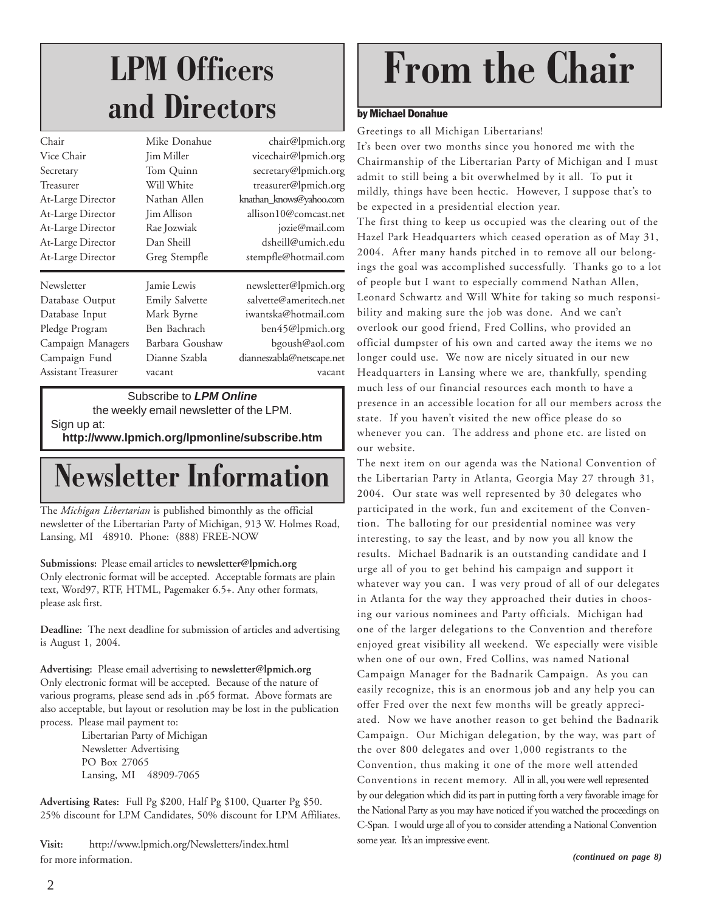# LPM Officers and Directors

| | | |
|---|---|---|
| Chair | Mike Donahue | chair@lpmich.org |
| Vice Chair | Jim Miller | vicechair@lpmich.org |
| Secretary | Tom Quinn | secretary@lpmich.org |
| Treasurer | Will White | treasurer@lpmich.org |
| At-Large Director | Nathan Allen | knathan_knows@yahoo.com |
| At-Large Director | Jim Allison | allison10@comcast.net |
| At-Large Director | Rae Jozwiak | jozie@mail.com |
| At-Large Director | Dan Sheill | dsheill@umich.edu |
| At-Large Director | Greg Stempfle | stempfle@hotmail.com |
| Newsletter | Jamie Lewis | newsletter@lpmich.org |
| Database Output | Emily Salvette | salvette@ameritech.net |
| Database Input | Mark Byrne | iwantska@hotmail.com |
| Pledge Program | Ben Bachrach | ben45@lpmich.org |
| Campaign Managers | Barbara Goushaw | bgoush@aol.com |
| Campaign Fund | Dianne Szabla | dianneszabla@netscape.net |
| Assistant Treasurer | vacant | vacant |

Subscribe to ***LPM Online***
the weekly email newsletter of the LPM.
Sign up at:
**http://www.lpmich.org/lpmonline/subscribe.htm**

# Newsletter Information

The *Michigan Libertarian* is published bimonthly as the official newsletter of the Libertarian Party of Michigan, 913 W. Holmes Road, Lansing, MI 48910. Phone: (888) FREE-NOW

**Submissions:** Please email articles to **newsletter@lpmich.org**
Only electronic format will be accepted. Acceptable formats are plain text, Word97, RTF, HTML, Pagemaker 6.5+. Any other formats, please ask first.

**Deadline:** The next deadline for submission of articles and advertising is August 1, 2004.

**Advertising:** Please email advertising to **newsletter@lpmich.org**
Only electronic format will be accepted. Because of the nature of various programs, please send ads in .p65 format. Above formats are also acceptable, but layout or resolution may be lost in the publication process. Please mail payment to:

Libertarian Party of Michigan
Newsletter Advertising
PO Box 27065
Lansing, MI 48909-7065

**Advertising Rates:** Full Pg $200, Half Pg $100, Quarter Pg $50. 25% discount for LPM Candidates, 50% discount for LPM Affiliates.

**Visit:** http://www.lpmich.org/Newsletters/index.html for more information.

# From the Chair

**by Michael Donahue**

Greetings to all Michigan Libertarians!

It's been over two months since you honored me with the Chairmanship of the Libertarian Party of Michigan and I must admit to still being a bit overwhelmed by it all. To put it mildly, things have been hectic. However, I suppose that's to be expected in a presidential election year.

The first thing to keep us occupied was the clearing out of the Hazel Park Headquarters which ceased operation as of May 31, 2004. After many hands pitched in to remove all our belongings the goal was accomplished successfully. Thanks go to a lot of people but I want to especially commend Nathan Allen, Leonard Schwartz and Will White for taking so much responsibility and making sure the job was done. And we can't overlook our good friend, Fred Collins, who provided an official dumpster of his own and carted away the items we no longer could use. We now are nicely situated in our new Headquarters in Lansing where we are, thankfully, spending much less of our financial resources each month to have a presence in an accessible location for all our members across the state. If you haven't visited the new office please do so whenever you can. The address and phone etc. are listed on our website.

The next item on our agenda was the National Convention of the Libertarian Party in Atlanta, Georgia May 27 through 31, 2004. Our state was well represented by 30 delegates who participated in the work, fun and excitement of the Convention. The balloting for our presidential nominee was very interesting, to say the least, and by now you all know the results. Michael Badnarik is an outstanding candidate and I urge all of you to get behind his campaign and support it whatever way you can. I was very proud of all of our delegates in Atlanta for the way they approached their duties in choosing our various nominees and Party officials. Michigan had one of the larger delegations to the Convention and therefore enjoyed great visibility all weekend. We especially were visible when one of our own, Fred Collins, was named National Campaign Manager for the Badnarik Campaign. As you can easily recognize, this is an enormous job and any help you can offer Fred over the next few months will be greatly appreciated. Now we have another reason to get behind the Badnarik Campaign. Our Michigan delegation, by the way, was part of the over 800 delegates and over 1,000 registrants to the Convention, thus making it one of the more well attended Conventions in recent memory. All in all, you were well represented by our delegation which did its part in putting forth a very favorable image for the National Party as you may have noticed if you watched the proceedings on C-Span. I would urge all of you to consider attending a National Convention some year. It's an impressive event.

***(continued on page 8)***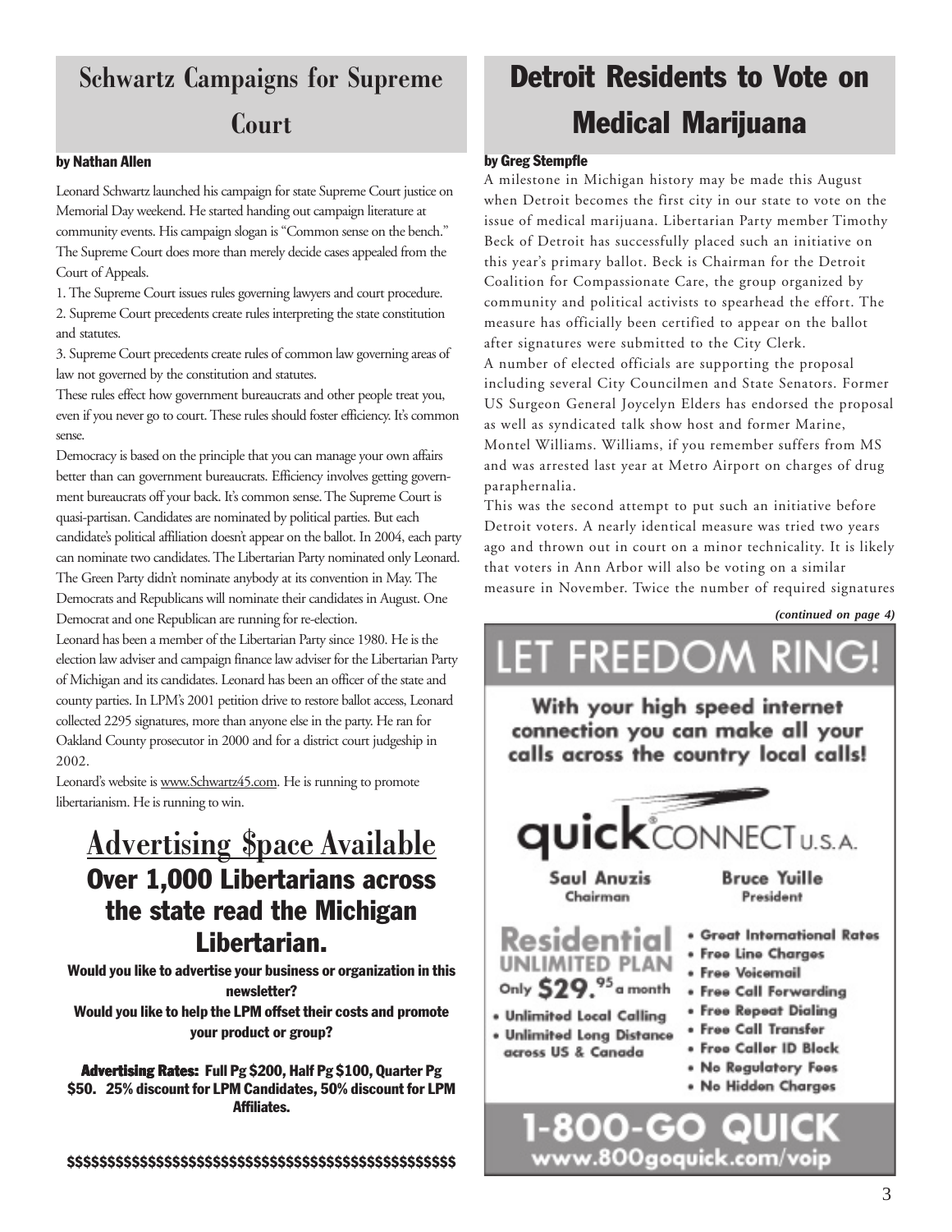## Schwartz Campaigns for Supreme Court

**by Nathan Allen**

Leonard Schwartz launched his campaign for state Supreme Court justice on Memorial Day weekend. He started handing out campaign literature at community events. His campaign slogan is "Common sense on the bench." The Supreme Court does more than merely decide cases appealed from the Court of Appeals.

1. The Supreme Court issues rules governing lawyers and court procedure.
2. Supreme Court precedents create rules interpreting the state constitution and statutes.
3. Supreme Court precedents create rules of common law governing areas of law not governed by the constitution and statutes.

These rules effect how government bureaucrats and other people treat you, even if you never go to court. These rules should foster efficiency. It's common sense.

Democracy is based on the principle that you can manage your own affairs better than can government bureaucrats. Efficiency involves getting government bureaucrats off your back. It's common sense. The Supreme Court is quasi-partisan. Candidates are nominated by political parties. But each candidate's political affiliation doesn't appear on the ballot. In 2004, each party can nominate two candidates. The Libertarian Party nominated only Leonard. The Green Party didn't nominate anybody at its convention in May. The Democrats and Republicans will nominate their candidates in August. One Democrat and one Republican are running for re-election.

Leonard has been a member of the Libertarian Party since 1980. He is the election law adviser and campaign finance law adviser for the Libertarian Party of Michigan and its candidates. Leonard has been an officer of the state and county parties. In LPM's 2001 petition drive to restore ballot access, Leonard collected 2295 signatures, more than anyone else in the party. He ran for Oakland County prosecutor in 2000 and for a district court judgeship in 2002.

Leonard's website is www.Schwartz45.com. He is running to promote libertarianism. He is running to win.

## Advertising $pace Available

### Over 1,000 Libertarians across the state read the Michigan Libertarian.

**Would you like to advertise your business or organization in this newsletter?**

**Would you like to help the LPM offset their costs and promote your product or group?**

**Advertising Rates: Full Pg $200, Half Pg $100, Quarter Pg $50. 25% discount for LPM Candidates, 50% discount for LPM Affiliates.**

$$$$$$$$$$$$$$$$$$$$$$$$$$$$$$$$$$$$$$$$$$$$$$$$$$$$

## Detroit Residents to Vote on Medical Marijuana

**by Greg Stempfle**

A milestone in Michigan history may be made this August when Detroit becomes the first city in our state to vote on the issue of medical marijuana. Libertarian Party member Timothy Beck of Detroit has successfully placed such an initiative on this year's primary ballot. Beck is Chairman for the Detroit Coalition for Compassionate Care, the group organized by community and political activists to spearhead the effort. The measure has officially been certified to appear on the ballot after signatures were submitted to the City Clerk.

A number of elected officials are supporting the proposal including several City Councilmen and State Senators. Former US Surgeon General Joycelyn Elders has endorsed the proposal as well as syndicated talk show host and former Marine, Montel Williams. Williams, if you remember suffers from MS and was arrested last year at Metro Airport on charges of drug paraphernalia.

This was the second attempt to put such an initiative before Detroit voters. A nearly identical measure was tried two years ago and thrown out in court on a minor technicality. It is likely that voters in Ann Arbor will also be voting on a similar measure in November. Twice the number of required signatures

*(continued on page 4)*

# LET FREEDOM RING!

**With your high speed internet connection you can make all your calls across the country local calls!**

**quickCONNECT U.S.A.**

Saul Anuzis, Chairman — Bruce Yuille, President

**Residential UNLIMITED PLAN** Only $29.95 a month

- Unlimited Local Calling
- Unlimited Long Distance across US & Canada

- Great International Rates
- Free Line Charges
- Free Voicemail
- Free Call Forwarding
- Free Repeat Dialing
- Free Call Transfer
- Free Caller ID Block
- No Regulatory Fees
- No Hidden Charges

**1-800-GO QUICK**
www.800goquick.com/voip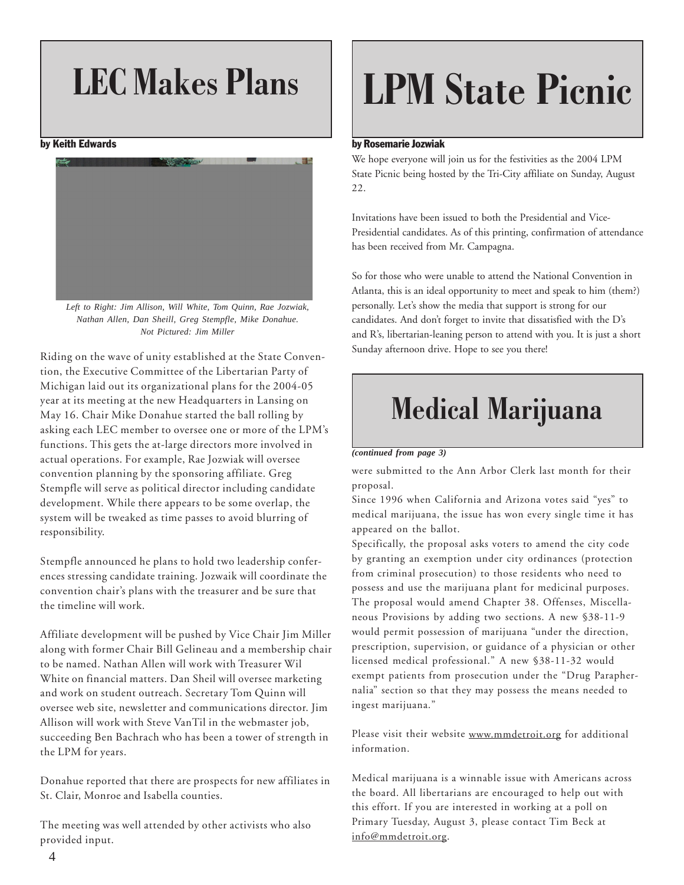# LEC Makes Plans

**by Keith Edwards**

*Left to Right: Jim Allison, Will White, Tom Quinn, Rae Jozwiak, Nathan Allen, Dan Sheill, Greg Stempfle, Mike Donahue. Not Pictured: Jim Miller*

Riding on the wave of unity established at the State Convention, the Executive Committee of the Libertarian Party of Michigan laid out its organizational plans for the 2004-05 year at its meeting at the new Headquarters in Lansing on May 16. Chair Mike Donahue started the ball rolling by asking each LEC member to oversee one or more of the LPM's functions. This gets the at-large directors more involved in actual operations. For example, Rae Jozwiak will oversee convention planning by the sponsoring affiliate. Greg Stempfle will serve as political director including candidate development. While there appears to be some overlap, the system will be tweaked as time passes to avoid blurring of responsibility.

Stempfle announced he plans to hold two leadership conferences stressing candidate training. Jozwaik will coordinate the convention chair's plans with the treasurer and be sure that the timeline will work.

Affiliate development will be pushed by Vice Chair Jim Miller along with former Chair Bill Gelineau and a membership chair to be named. Nathan Allen will work with Treasurer Wil White on financial matters. Dan Sheil will oversee marketing and work on student outreach. Secretary Tom Quinn will oversee web site, newsletter and communications director. Jim Allison will work with Steve VanTil in the webmaster job, succeeding Ben Bachrach who has been a tower of strength in the LPM for years.

Donahue reported that there are prospects for new affiliates in St. Clair, Monroe and Isabella counties.

The meeting was well attended by other activists who also provided input.

# LPM State Picnic

**by Rosemarie Jozwiak**

We hope everyone will join us for the festivities as the 2004 LPM State Picnic being hosted by the Tri-City affiliate on Sunday, August 22.

Invitations have been issued to both the Presidential and Vice-Presidential candidates. As of this printing, confirmation of attendance has been received from Mr. Campagna.

So for those who were unable to attend the National Convention in Atlanta, this is an ideal opportunity to meet and speak to him (them?) personally. Let's show the media that support is strong for our candidates. And don't forget to invite that dissatisfied with the D's and R's, libertarian-leaning person to attend with you. It is just a short Sunday afternoon drive. Hope to see you there!

# Medical Marijuana

***(continued from page 3)***

were submitted to the Ann Arbor Clerk last month for their proposal.

Since 1996 when California and Arizona votes said "yes" to medical marijuana, the issue has won every single time it has appeared on the ballot.

Specifically, the proposal asks voters to amend the city code by granting an exemption under city ordinances (protection from criminal prosecution) to those residents who need to possess and use the marijuana plant for medicinal purposes. The proposal would amend Chapter 38. Offenses, Miscellaneous Provisions by adding two sections. A new §38-11-9 would permit possession of marijuana "under the direction, prescription, supervision, or guidance of a physician or other licensed medical professional." A new §38-11-32 would exempt patients from prosecution under the "Drug Paraphernalia" section so that they may possess the means needed to ingest marijuana."

Please visit their website www.mmdetroit.org for additional information.

Medical marijuana is a winnable issue with Americans across the board. All libertarians are encouraged to help out with this effort. If you are interested in working at a poll on Primary Tuesday, August 3, please contact Tim Beck at info@mmdetroit.org.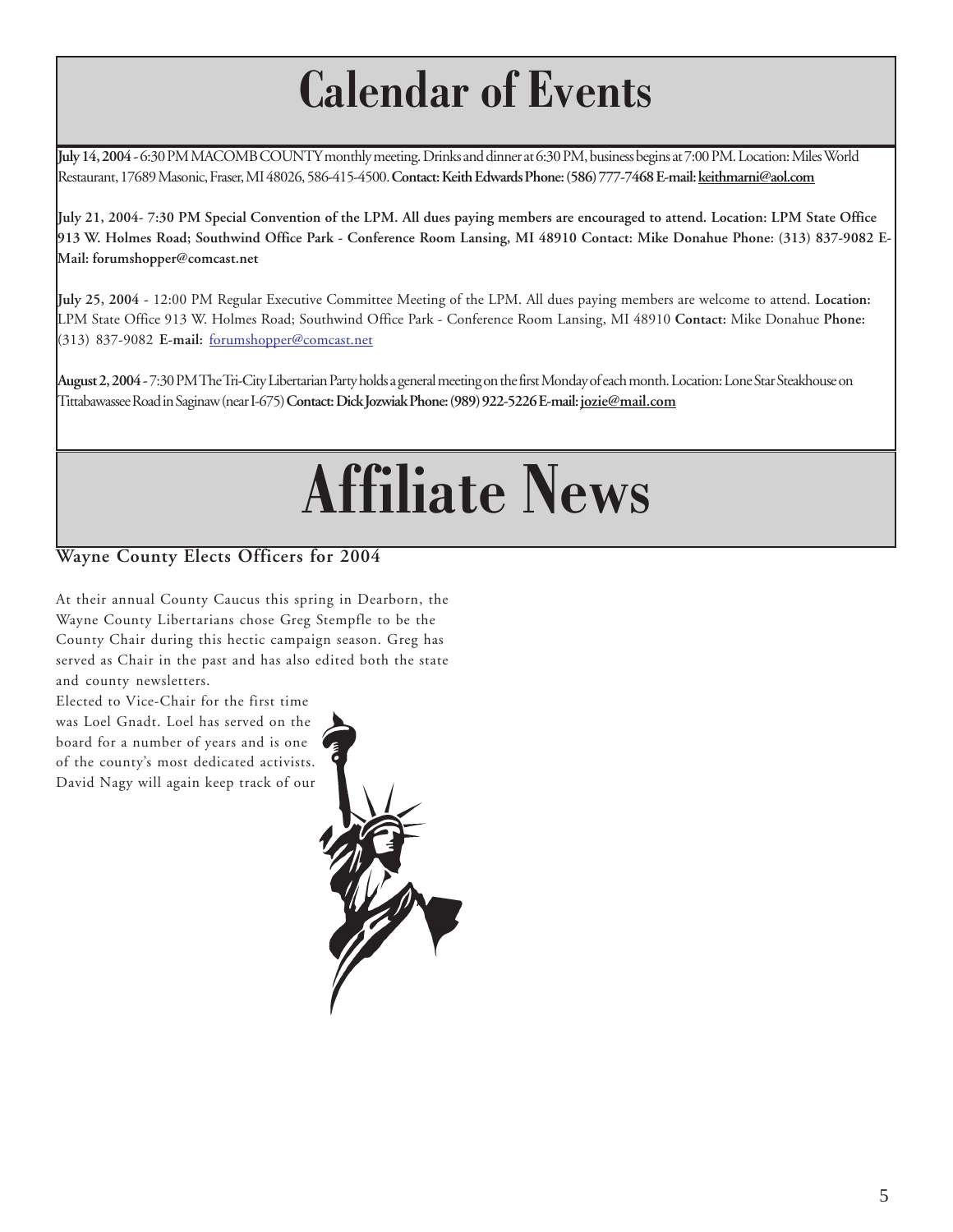# Calendar of Events

**July 14, 2004** - 6:30 PM MACOMB COUNTY monthly meeting. Drinks and dinner at 6:30 PM, business begins at 7:00 PM. Location: Miles World Restaurant, 17689 Masonic, Fraser, MI 48026, 586-415-4500. **Contact: Keith Edwards Phone: (586) 777-7468 E-mail: keithmarni@aol.com**

**July 21, 2004- 7:30 PM Special Convention of the LPM. All dues paying members are encouraged to attend. Location: LPM State Office 913 W. Holmes Road; Southwind Office Park - Conference Room Lansing, MI 48910 Contact: Mike Donahue Phone: (313) 837-9082 E-Mail: forumshopper@comcast.net**

**July 25, 2004** - 12:00 PM Regular Executive Committee Meeting of the LPM. All dues paying members are welcome to attend. **Location:** LPM State Office 913 W. Holmes Road; Southwind Office Park - Conference Room Lansing, MI 48910 **Contact:** Mike Donahue **Phone:** (313) 837-9082 **E-mail:** forumshopper@comcast.net

**August 2, 2004** - 7:30 PM The Tri-City Libertarian Party holds a general meeting on the first Monday of each month. Location: Lone Star Steakhouse on Tittabawassee Road in Saginaw (near I-675) **Contact: Dick Jozwiak Phone: (989) 922-5226 E-mail: jozie@mail.com**

# Affiliate News

## Wayne County Elects Officers for 2004

At their annual County Caucus this spring in Dearborn, the Wayne County Libertarians chose Greg Stempfle to be the County Chair during this hectic campaign season. Greg has served as Chair in the past and has also edited both the state and county newsletters.

Elected to Vice-Chair for the first time was Loel Gnadt. Loel has served on the board for a number of years and is one of the county's most dedicated activists. David Nagy will again keep track of our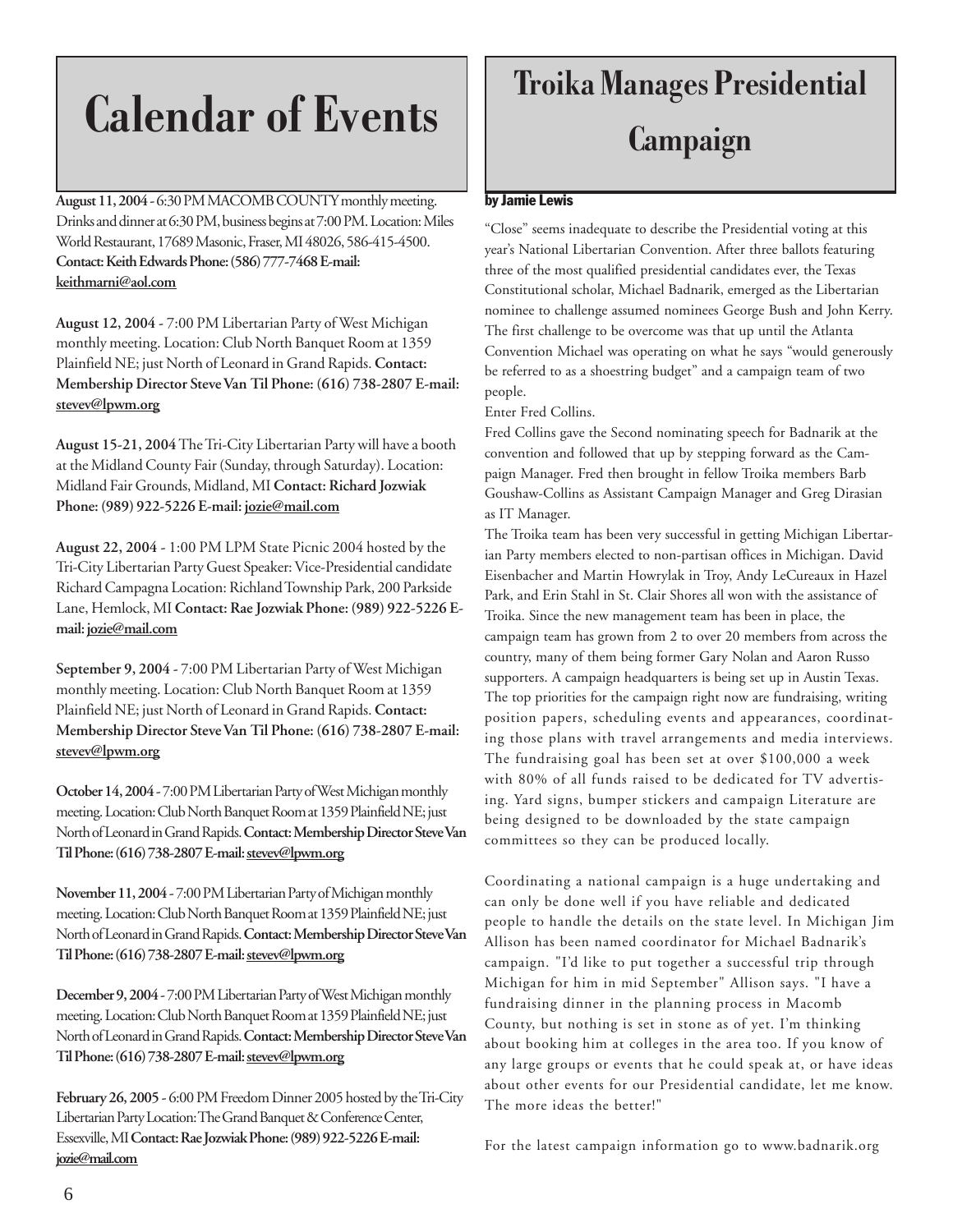# Calendar of Events

**August 11, 2004** - 6:30 PM MACOMB COUNTY monthly meeting. Drinks and dinner at 6:30 PM, business begins at 7:00 PM. Location: Miles World Restaurant, 17689 Masonic, Fraser, MI 48026, 586-415-4500. **Contact: Keith Edwards Phone: (586) 777-7468 E-mail: keithmarni@aol.com**

**August 12, 2004** - 7:00 PM Libertarian Party of West Michigan monthly meeting. Location: Club North Banquet Room at 1359 Plainfield NE; just North of Leonard in Grand Rapids. **Contact: Membership Director Steve Van Til Phone: (616) 738-2807 E-mail: stevev@lpwm.org**

**August 15-21, 2004** The Tri-City Libertarian Party will have a booth at the Midland County Fair (Sunday, through Saturday). Location: Midland Fair Grounds, Midland, MI **Contact: Richard Jozwiak Phone: (989) 922-5226 E-mail: jozie@mail.com**

**August 22, 2004** - 1:00 PM LPM State Picnic 2004 hosted by the Tri-City Libertarian Party Guest Speaker: Vice-Presidential candidate Richard Campagna Location: Richland Township Park, 200 Parkside Lane, Hemlock, MI **Contact: Rae Jozwiak Phone: (989) 922-5226 E-mail: jozie@mail.com**

**September 9, 2004** - 7:00 PM Libertarian Party of West Michigan monthly meeting. Location: Club North Banquet Room at 1359 Plainfield NE; just North of Leonard in Grand Rapids. **Contact: Membership Director Steve Van Til Phone: (616) 738-2807 E-mail: stevev@lpwm.org**

**October 14, 2004** - 7:00 PM Libertarian Party of West Michigan monthly meeting. Location: Club North Banquet Room at 1359 Plainfield NE; just North of Leonard in Grand Rapids. **Contact: Membership Director Steve Van Til Phone: (616) 738-2807 E-mail: stevev@lpwm.org**

**November 11, 2004** - 7:00 PM Libertarian Party of Michigan monthly meeting. Location: Club North Banquet Room at 1359 Plainfield NE; just North of Leonard in Grand Rapids. **Contact: Membership Director Steve Van Til Phone: (616) 738-2807 E-mail: stevev@lpwm.org**

**December 9, 2004** - 7:00 PM Libertarian Party of West Michigan monthly meeting. Location: Club North Banquet Room at 1359 Plainfield NE; just North of Leonard in Grand Rapids. **Contact: Membership Director Steve Van Til Phone: (616) 738-2807 E-mail: stevev@lpwm.org**

**February 26, 2005** - 6:00 PM Freedom Dinner 2005 hosted by the Tri-City Libertarian Party Location: The Grand Banquet & Conference Center, Essexville, MI **Contact: Rae Jozwiak Phone: (989) 922-5226 E-mail: jozie@mail.com**

# Troika Manages Presidential Campaign

**by Jamie Lewis**

"Close" seems inadequate to describe the Presidential voting at this year's National Libertarian Convention. After three ballots featuring three of the most qualified presidential candidates ever, the Texas Constitutional scholar, Michael Badnarik, emerged as the Libertarian nominee to challenge assumed nominees George Bush and John Kerry. The first challenge to be overcome was that up until the Atlanta Convention Michael was operating on what he says "would generously be referred to as a shoestring budget" and a campaign team of two people.

Enter Fred Collins.

Fred Collins gave the Second nominating speech for Badnarik at the convention and followed that up by stepping forward as the Campaign Manager. Fred then brought in fellow Troika members Barb Goushaw-Collins as Assistant Campaign Manager and Greg Dirasian as IT Manager.

The Troika team has been very successful in getting Michigan Libertarian Party members elected to non-partisan offices in Michigan. David Eisenbacher and Martin Howrylak in Troy, Andy LeCureaux in Hazel Park, and Erin Stahl in St. Clair Shores all won with the assistance of Troika. Since the new management team has been in place, the campaign team has grown from 2 to over 20 members from across the country, many of them being former Gary Nolan and Aaron Russo supporters. A campaign headquarters is being set up in Austin Texas. The top priorities for the campaign right now are fundraising, writing position papers, scheduling events and appearances, coordinating those plans with travel arrangements and media interviews. The fundraising goal has been set at over $100,000 a week with 80% of all funds raised to be dedicated for TV advertising. Yard signs, bumper stickers and campaign Literature are being designed to be downloaded by the state campaign committees so they can be produced locally.

Coordinating a national campaign is a huge undertaking and can only be done well if you have reliable and dedicated people to handle the details on the state level. In Michigan Jim Allison has been named coordinator for Michael Badnarik's campaign. "I'd like to put together a successful trip through Michigan for him in mid September" Allison says. "I have a fundraising dinner in the planning process in Macomb County, but nothing is set in stone as of yet. I'm thinking about booking him at colleges in the area too. If you know of any large groups or events that he could speak at, or have ideas about other events for our Presidential candidate, let me know. The more ideas the better!"

For the latest campaign information go to www.badnarik.org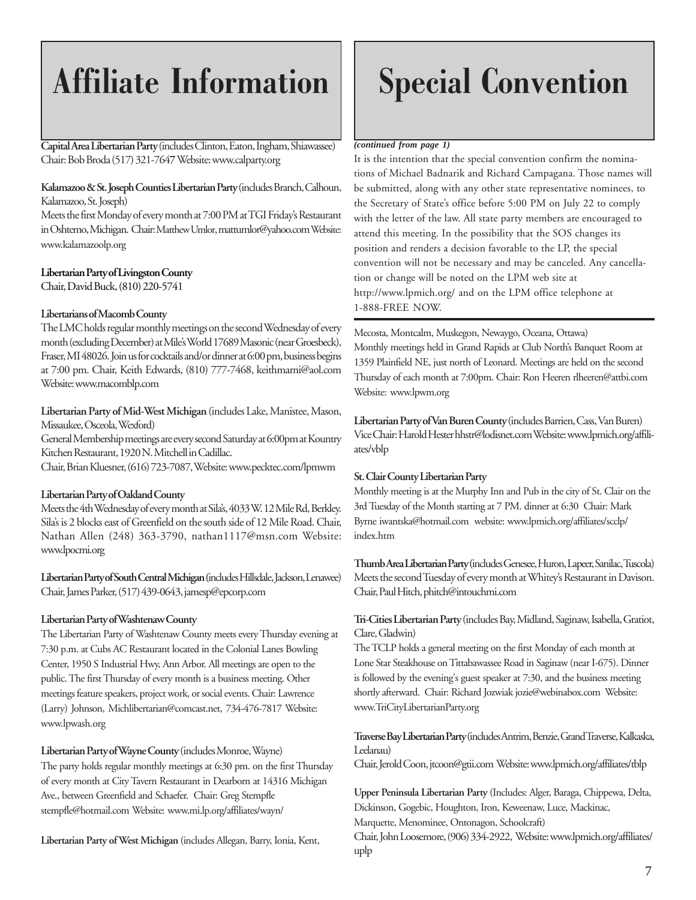# Affiliate Information

**Capital Area Libertarian Party** (includes Clinton, Eaton, Ingham, Shiawassee)
Chair: Bob Broda (517) 321-7647 Website: www.calparty.org

**Kalamazoo & St. Joseph Counties Libertarian Party** (includes Branch, Calhoun, Kalamazoo, St. Joseph)
Meets the first Monday of every month at 7:00 PM at TGI Friday's Restaurant in Oshtemo, Michigan. Chair: Matthew Umlor, mattumlor@yahoo.com Website: www.kalamazoolp.org

**Libertarian Party of Livingston County**
Chair, David Buck, (810) 220-5741

**Libertarians of Macomb County**
The LMC holds regular monthly meetings on the second Wednesday of every month (excluding December) at Mile's World 17689 Masonic (near Groesbeck), Fraser, MI 48026. Join us for cocktails and/or dinner at 6:00 pm, business begins at 7:00 pm. Chair, Keith Edwards, (810) 777-7468, keithmarni@aol.com Website: www.macomblp.com

**Libertarian Party of Mid-West Michigan** (includes Lake, Manistee, Mason, Missaukee, Osceola, Wexford)
General Membership meetings are every second Saturday at 6:00pm at Kountry Kitchen Restaurant, 1920 N. Mitchell in Cadillac.
Chair, Brian Kluesner, (616) 723-7087, Website: www.pecktec.com/lpmwm

**Libertarian Party of Oakland County**
Meets the 4th Wednesday of every month at Sila's, 4033 W. 12 Mile Rd, Berkley. Sila's is 2 blocks east of Greenfield on the south side of 12 Mile Road. Chair, Nathan Allen (248) 363-3790, nathan1117@msn.com Website: www.lpocmi.org

**Libertarian Party of South Central Michigan** (includes Hillsdale, Jackson, Lenawee)
Chair, James Parker, (517) 439-0643, jamesp@epcorp.com

**Libertarian Party of Washtenaw County**
The Libertarian Party of Washtenaw County meets every Thursday evening at 7:30 p.m. at Cubs AC Restaurant located in the Colonial Lanes Bowling Center, 1950 S Industrial Hwy, Ann Arbor. All meetings are open to the public. The first Thursday of every month is a business meeting. Other meetings feature speakers, project work, or social events. Chair: Lawrence (Larry) Johnson, Michlibertarian@comcast.net, 734-476-7817 Website: www.lpwash.org

**Libertarian Party of Wayne County** (includes Monroe, Wayne)
The party holds regular monthly meetings at 6:30 pm. on the first Thursday of every month at City Tavern Restaurant in Dearborn at 14316 Michigan Ave., between Greenfield and Schaefer. Chair: Greg Stempfle stempfle@hotmail.com Website: www.mi.lp.org/affiliates/wayn/

**Libertarian Party of West Michigan** (includes Allegan, Barry, Ionia, Kent, Mecosta, Montcalm, Muskegon, Newaygo, Oceana, Ottawa)
Monthly meetings held in Grand Rapids at Club North's Banquet Room at 1359 Plainfield NE, just north of Leonard. Meetings are held on the second Thursday of each month at 7:00pm. Chair: Ron Heeren rlheeren@attbi.com Website: www.lpwm.org

**Libertarian Party of Van Buren County** (includes Barrien, Cass, Van Buren)
Vice Chair: Harold Hester hhstr@lodisnet.com Website: www.lpmich.org/affiliates/vblp

**St. Clair County Libertarian Party**
Monthly meeting is at the Murphy Inn and Pub in the city of St. Clair on the 3rd Tuesday of the Month starting at 7 PM. dinner at 6:30 Chair: Mark Byrne iwantska@hotmail.com website: www.lpmich.org/affiliates/scclp/index.htm

**Thumb Area Libertarian Party** (includes Genesee, Huron, Lapeer, Sanilac, Tuscola)
Meets the second Tuesday of every month at Whitey's Restaurant in Davison. Chair, Paul Hitch, phitch@intouchmi.com

**Tri-Cities Libertarian Party** (includes Bay, Midland, Saginaw, Isabella, Gratiot, Clare, Gladwin)
The TCLP holds a general meeting on the first Monday of each month at Lone Star Steakhouse on Tittabawassee Road in Saginaw (near I-675). Dinner is followed by the evening's guest speaker at 7:30, and the business meeting shortly afterward. Chair: Richard Jozwiak jozie@webinabox.com Website: www.TriCityLibertarianParty.org

**Traverse Bay Libertarian Party** (includes Antrim, Benzie, Grand Traverse, Kalkaska, Leelanau)
Chair, Jerold Coon, jtcoon@gtii.com Website: www.lpmich.org/affiliates/tblp

**Upper Peninsula Libertarian Party** (Includes: Alger, Baraga, Chippewa, Delta, Dickinson, Gogebic, Houghton, Iron, Keweenaw, Luce, Mackinac, Marquette, Menominee, Ontonagon, Schoolcraft)
Chair, John Loosemore, (906) 334-2922, Website: www.lpmich.org/affiliates/uplp

# Special Convention

***(continued from page 1)***

It is the intention that the special convention confirm the nominations of Michael Badnarik and Richard Campagana. Those names will be submitted, along with any other state representative nominees, to the Secretary of State's office before 5:00 PM on July 22 to comply with the letter of the law. All state party members are encouraged to attend this meeting. In the possibility that the SOS changes its position and renders a decision favorable to the LP, the special convention will not be necessary and may be canceled. Any cancellation or change will be noted on the LPM web site at http://www.lpmich.org/ and on the LPM office telephone at 1-888-FREE NOW.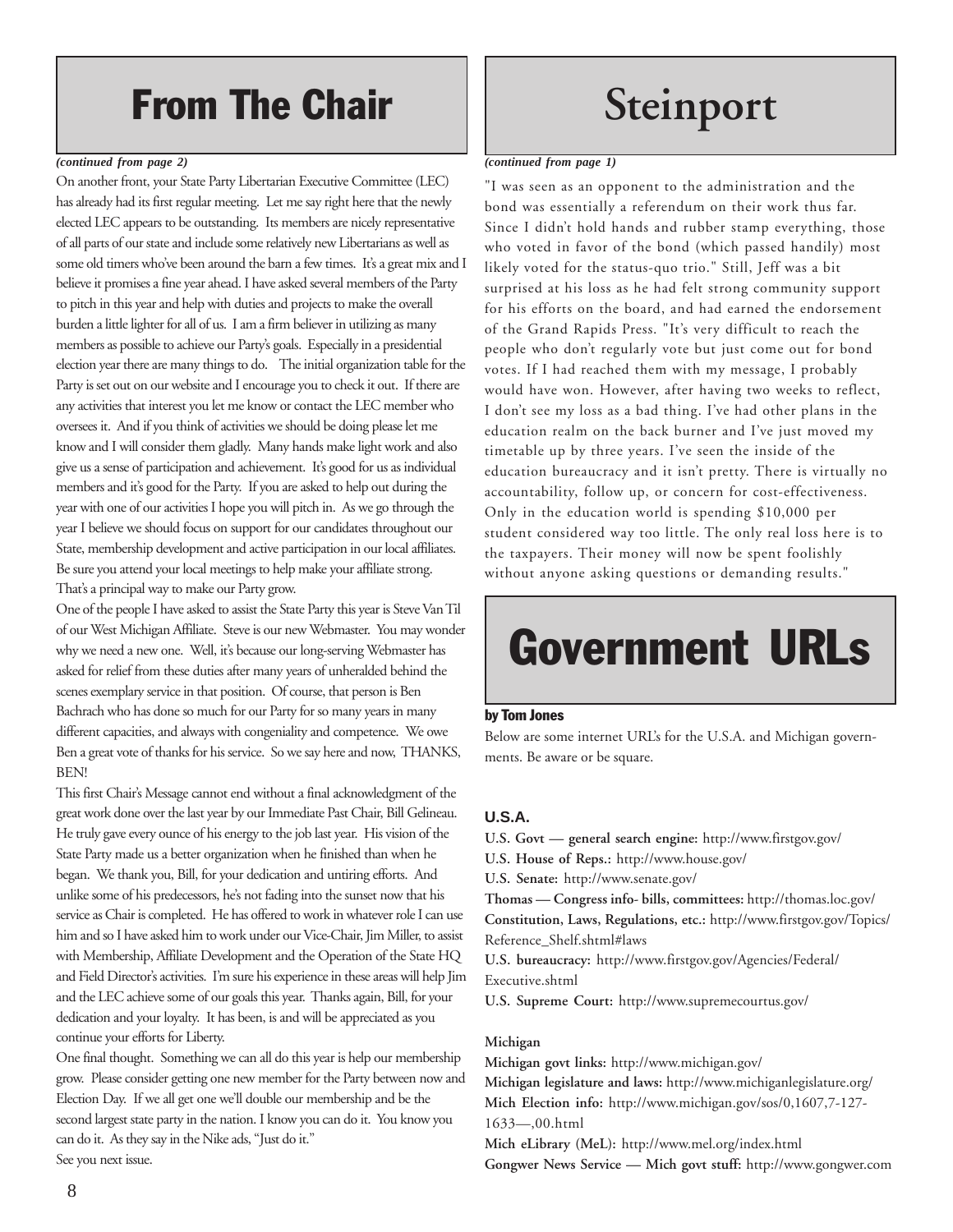# From The Chair

*(continued from page 2)*

On another front, your State Party Libertarian Executive Committee (LEC) has already had its first regular meeting. Let me say right here that the newly elected LEC appears to be outstanding. Its members are nicely representative of all parts of our state and include some relatively new Libertarians as well as some old timers who've been around the barn a few times. It's a great mix and I believe it promises a fine year ahead. I have asked several members of the Party to pitch in this year and help with duties and projects to make the overall burden a little lighter for all of us. I am a firm believer in utilizing as many members as possible to achieve our Party's goals. Especially in a presidential election year there are many things to do. The initial organization table for the Party is set out on our website and I encourage you to check it out. If there are any activities that interest you let me know or contact the LEC member who oversees it. And if you think of activities we should be doing please let me know and I will consider them gladly. Many hands make light work and also give us a sense of participation and achievement. It's good for us as individual members and it's good for the Party. If you are asked to help out during the year with one of our activities I hope you will pitch in. As we go through the year I believe we should focus on support for our candidates throughout our State, membership development and active participation in our local affiliates. Be sure you attend your local meetings to help make your affiliate strong. That's a principal way to make our Party grow.

One of the people I have asked to assist the State Party this year is Steve Van Til of our West Michigan Affiliate. Steve is our new Webmaster. You may wonder why we need a new one. Well, it's because our long-serving Webmaster has asked for relief from these duties after many years of unheralded behind the scenes exemplary service in that position. Of course, that person is Ben Bachrach who has done so much for our Party for so many years in many different capacities, and always with congeniality and competence. We owe Ben a great vote of thanks for his service. So we say here and now, THANKS, BEN!

This first Chair's Message cannot end without a final acknowledgment of the great work done over the last year by our Immediate Past Chair, Bill Gelineau. He truly gave every ounce of his energy to the job last year. His vision of the State Party made us a better organization when he finished than when he began. We thank you, Bill, for your dedication and untiring efforts. And unlike some of his predecessors, he's not fading into the sunset now that his service as Chair is completed. He has offered to work in whatever role I can use him and so I have asked him to work under our Vice-Chair, Jim Miller, to assist with Membership, Affiliate Development and the Operation of the State HQ and Field Director's activities. I'm sure his experience in these areas will help Jim and the LEC achieve some of our goals this year. Thanks again, Bill, for your dedication and your loyalty. It has been, is and will be appreciated as you continue your efforts for Liberty.

One final thought. Something we can all do this year is help our membership grow. Please consider getting one new member for the Party between now and Election Day. If we all get one we'll double our membership and be the second largest state party in the nation. I know you can do it. You know you can do it. As they say in the Nike ads, "Just do it."

See you next issue.

# Steinport

*(continued from page 1)*

"I was seen as an opponent to the administration and the bond was essentially a referendum on their work thus far. Since I didn't hold hands and rubber stamp everything, those who voted in favor of the bond (which passed handily) most likely voted for the status-quo trio." Still, Jeff was a bit surprised at his loss as he had felt strong community support for his efforts on the board, and had earned the endorsement of the Grand Rapids Press. "It's very difficult to reach the people who don't regularly vote but just come out for bond votes. If I had reached them with my message, I probably would have won. However, after having two weeks to reflect, I don't see my loss as a bad thing. I've had other plans in the education realm on the back burner and I've just moved my timetable up by three years. I've seen the inside of the education bureaucracy and it isn't pretty. There is virtually no accountability, follow up, or concern for cost-effectiveness. Only in the education world is spending $10,000 per student considered way too little. The only real loss here is to the taxpayers. Their money will now be spent foolishly without anyone asking questions or demanding results."

# Government URLs

**by Tom Jones**

Below are some internet URL's for the U.S.A. and Michigan governments. Be aware or be square.

### U.S.A.

**U.S. Govt — general search engine:** http://www.firstgov.gov/
**U.S. House of Reps.:** http://www.house.gov/
**U.S. Senate:** http://www.senate.gov/
**Thomas — Congress info- bills, committees:** http://thomas.loc.gov/
**Constitution, Laws, Regulations, etc.:** http://www.firstgov.gov/Topics/Reference_Shelf.shtml#laws
**U.S. bureaucracy:** http://www.firstgov.gov/Agencies/Federal/Executive.shtml
**U.S. Supreme Court:** http://www.supremecourtus.gov/

### Michigan

**Michigan govt links:** http://www.michigan.gov/
**Michigan legislature and laws:** http://www.michiganlegislature.org/
**Mich Election info:** http://www.michigan.gov/sos/0,1607,7-127-1633—,00.html
**Mich eLibrary (MeL):** http://www.mel.org/index.html
**Gongwer News Service — Mich govt stuff:** http://www.gongwer.com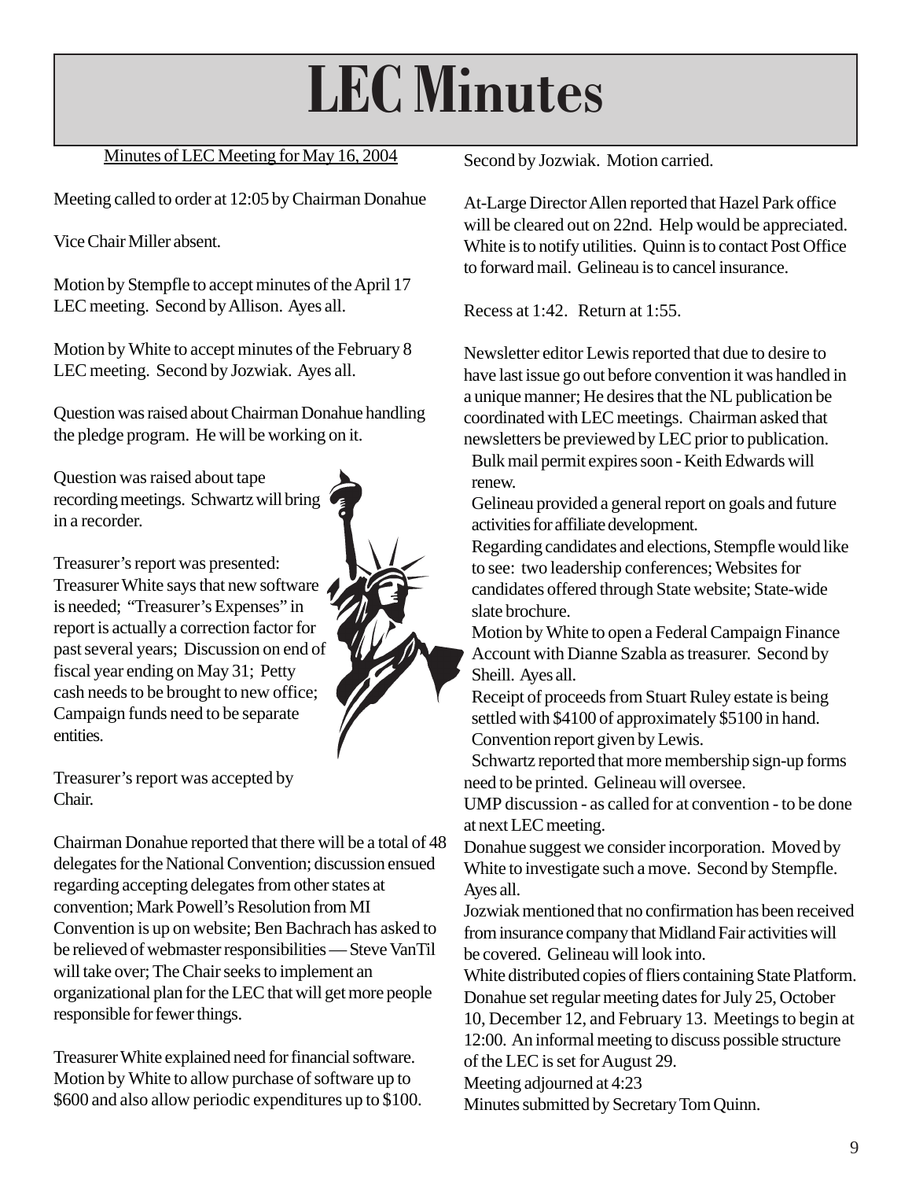# LEC Minutes

Minutes of LEC Meeting for May 16, 2004

Meeting called to order at 12:05 by Chairman Donahue

Vice Chair Miller absent.

Motion by Stempfle to accept minutes of the April 17 LEC meeting. Second by Allison. Ayes all.

Motion by White to accept minutes of the February 8 LEC meeting. Second by Jozwiak. Ayes all.

Question was raised about Chairman Donahue handling the pledge program. He will be working on it.

Question was raised about tape recording meetings. Schwartz will bring in a recorder.

Treasurer's report was presented: Treasurer White says that new software is needed; "Treasurer's Expenses" in report is actually a correction factor for past several years; Discussion on end of fiscal year ending on May 31; Petty cash needs to be brought to new office; Campaign funds need to be separate entities.

Treasurer's report was accepted by Chair.

Chairman Donahue reported that there will be a total of 48 delegates for the National Convention; discussion ensued regarding accepting delegates from other states at convention; Mark Powell's Resolution from MI Convention is up on website; Ben Bachrach has asked to be relieved of webmaster responsibilities — Steve VanTil will take over; The Chair seeks to implement an organizational plan for the LEC that will get more people responsible for fewer things.

Treasurer White explained need for financial software. Motion by White to allow purchase of software up to $600 and also allow periodic expenditures up to $100. Second by Jozwiak. Motion carried.

At-Large Director Allen reported that Hazel Park office will be cleared out on 22nd. Help would be appreciated. White is to notify utilities. Quinn is to contact Post Office to forward mail. Gelineau is to cancel insurance.

Recess at 1:42. Return at 1:55.

Newsletter editor Lewis reported that due to desire to have last issue go out before convention it was handled in a unique manner; He desires that the NL publication be coordinated with LEC meetings. Chairman asked that newsletters be previewed by LEC prior to publication.

Bulk mail permit expires soon - Keith Edwards will renew.

Gelineau provided a general report on goals and future activities for affiliate development.

Regarding candidates and elections, Stempfle would like to see: two leadership conferences; Websites for candidates offered through State website; State-wide slate brochure.

Motion by White to open a Federal Campaign Finance Account with Dianne Szabla as treasurer. Second by Sheill. Ayes all.

Receipt of proceeds from Stuart Ruley estate is being settled with $4100 of approximately $5100 in hand.

Convention report given by Lewis.

Schwartz reported that more membership sign-up forms need to be printed. Gelineau will oversee.

UMP discussion - as called for at convention - to be done at next LEC meeting.

Donahue suggest we consider incorporation. Moved by White to investigate such a move. Second by Stempfle. Ayes all.

Jozwiak mentioned that no confirmation has been received from insurance company that Midland Fair activities will be covered. Gelineau will look into.

White distributed copies of fliers containing State Platform.

Donahue set regular meeting dates for July 25, October 10, December 12, and February 13. Meetings to begin at 12:00. An informal meeting to discuss possible structure of the LEC is set for August 29.

Meeting adjourned at 4:23

Minutes submitted by Secretary Tom Quinn.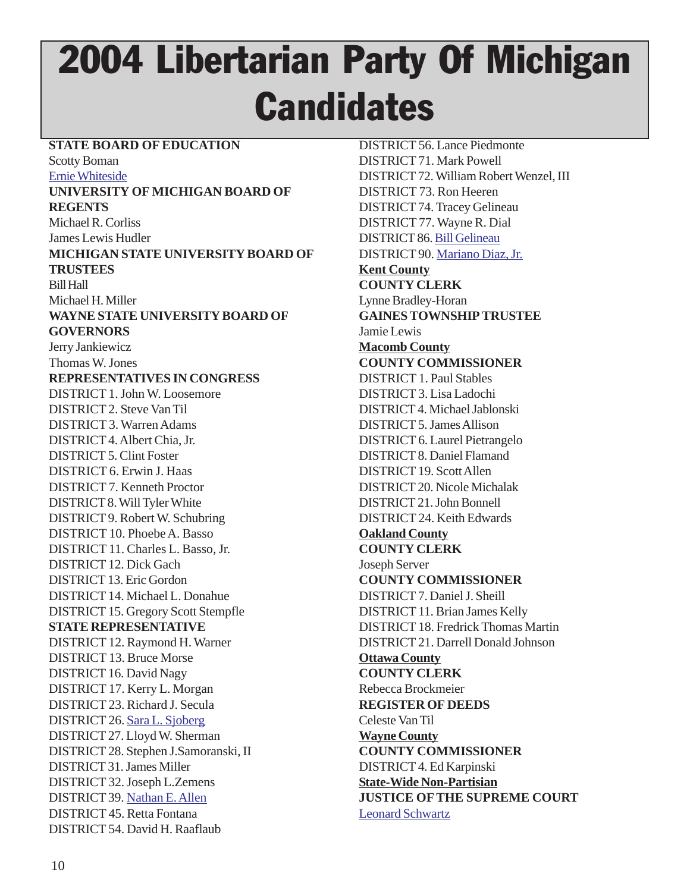# 2004 Libertarian Party Of Michigan Candidates

**STATE BOARD OF EDUCATION**

Scotty Boman

Ernie Whiteside

**UNIVERSITY OF MICHIGAN BOARD OF REGENTS**

Michael R. Corliss

James Lewis Hudler

**MICHIGAN STATE UNIVERSITY BOARD OF TRUSTEES**

Bill Hall

Michael H. Miller

**WAYNE STATE UNIVERSITY BOARD OF GOVERNORS**

Jerry Jankiewicz

Thomas W. Jones

**REPRESENTATIVES IN CONGRESS**

DISTRICT 1. John W. Loosemore

DISTRICT 2. Steve Van Til

DISTRICT 3. Warren Adams

DISTRICT 4. Albert Chia, Jr.

DISTRICT 5. Clint Foster

DISTRICT 6. Erwin J. Haas

DISTRICT 7. Kenneth Proctor

DISTRICT 8. Will Tyler White

DISTRICT 9. Robert W. Schubring

DISTRICT 10. Phoebe A. Basso

DISTRICT 11. Charles L. Basso, Jr.

DISTRICT 12. Dick Gach

DISTRICT 13. Eric Gordon

DISTRICT 14. Michael L. Donahue

DISTRICT 15. Gregory Scott Stempfle

**STATE REPRESENTATIVE**

DISTRICT 12. Raymond H. Warner

DISTRICT 13. Bruce Morse

DISTRICT 16. David Nagy

DISTRICT 17. Kerry L. Morgan

DISTRICT 23. Richard J. Secula

DISTRICT 26. Sara L. Sjoberg

DISTRICT 27. Lloyd W. Sherman

DISTRICT 28. Stephen J.Samoranski, II

DISTRICT 31. James Miller

DISTRICT 32. Joseph L.Zemens

DISTRICT 39. Nathan E. Allen

DISTRICT 45. Retta Fontana

DISTRICT 54. David H. Raaflaub

DISTRICT 56. Lance Piedmonte

DISTRICT 71. Mark Powell

DISTRICT 72. William Robert Wenzel, III

DISTRICT 73. Ron Heeren

DISTRICT 74. Tracey Gelineau

DISTRICT 77. Wayne R. Dial

DISTRICT 86. Bill Gelineau

DISTRICT 90. Mariano Diaz, Jr.

**Kent County**

**COUNTY CLERK**

Lynne Bradley-Horan

**GAINES TOWNSHIP TRUSTEE**

Jamie Lewis

**Macomb County**

**COUNTY COMMISSIONER**

DISTRICT 1. Paul Stables

DISTRICT 3. Lisa Ladochi

DISTRICT 4. Michael Jablonski

DISTRICT 5. James Allison

DISTRICT 6. Laurel Pietrangelo

DISTRICT 8. Daniel Flamand

DISTRICT 19. Scott Allen

DISTRICT 20. Nicole Michalak

DISTRICT 21. John Bonnell

DISTRICT 24. Keith Edwards

**Oakland County**

**COUNTY CLERK**

Joseph Server

**COUNTY COMMISSIONER**

DISTRICT 7. Daniel J. Sheill

DISTRICT 11. Brian James Kelly

DISTRICT 18. Fredrick Thomas Martin

DISTRICT 21. Darrell Donald Johnson

**Ottawa County**

**COUNTY CLERK**

Rebecca Brockmeier

**REGISTER OF DEEDS**

Celeste Van Til

**Wayne County**

**COUNTY COMMISSIONER**

DISTRICT 4. Ed Karpinski

**State-Wide Non-Partisian**

**JUSTICE OF THE SUPREME COURT**

Leonard Schwartz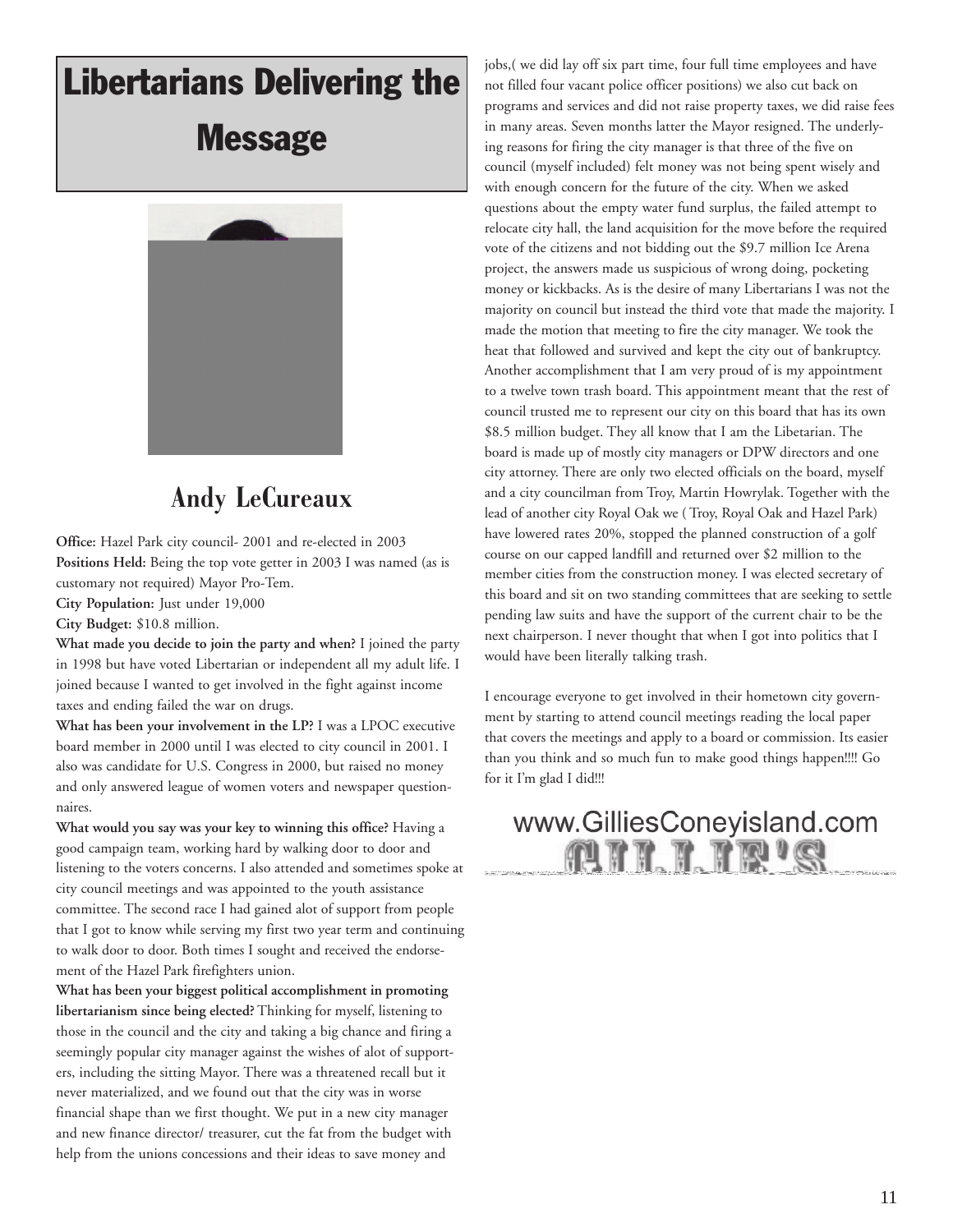# Libertarians Delivering the Message

## Andy LeCureaux

**Office:** Hazel Park city council- 2001 and re-elected in 2003

**Positions Held:** Being the top vote getter in 2003 I was named (as is customary not required) Mayor Pro-Tem.

**City Population:** Just under 19,000

**City Budget:** $10.8 million.

**What made you decide to join the party and when?** I joined the party in 1998 but have voted Libertarian or independent all my adult life. I joined because I wanted to get involved in the fight against income taxes and ending failed the war on drugs.

**What has been your involvement in the LP?** I was a LPOC executive board member in 2000 until I was elected to city council in 2001. I also was candidate for U.S. Congress in 2000, but raised no money and only answered league of women voters and newspaper questionnaires.

**What would you say was your key to winning this office?** Having a good campaign team, working hard by walking door to door and listening to the voters concerns. I also attended and sometimes spoke at city council meetings and was appointed to the youth assistance committee. The second race I had gained alot of support from people that I got to know while serving my first two year term and continuing to walk door to door. Both times I sought and received the endorsement of the Hazel Park firefighters union.

**What has been your biggest political accomplishment in promoting libertarianism since being elected?** Thinking for myself, listening to those in the council and the city and taking a big chance and firing a seemingly popular city manager against the wishes of alot of supporters, including the sitting Mayor. There was a threatened recall but it never materialized, and we found out that the city was in worse financial shape than we first thought. We put in a new city manager and new finance director/ treasurer, cut the fat from the budget with help from the unions concessions and their ideas to save money and jobs,( we did lay off six part time, four full time employees and have not filled four vacant police officer positions) we also cut back on programs and services and did not raise property taxes, we did raise fees in many areas. Seven months latter the Mayor resigned. The underlying reasons for firing the city manager is that three of the five on council (myself included) felt money was not being spent wisely and with enough concern for the future of the city. When we asked questions about the empty water fund surplus, the failed attempt to relocate city hall, the land acquisition for the move before the required vote of the citizens and not bidding out the $9.7 million Ice Arena project, the answers made us suspicious of wrong doing, pocketing money or kickbacks. As is the desire of many Libertarians I was not the majority on council but instead the third vote that made the majority. I made the motion that meeting to fire the city manager. We took the heat that followed and survived and kept the city out of bankruptcy. Another accomplishment that I am very proud of is my appointment to a twelve town trash board. This appointment meant that the rest of council trusted me to represent our city on this board that has its own $8.5 million budget. They all know that I am the Libetarian. The board is made up of mostly city managers or DPW directors and one city attorney. There are only two elected officials on the board, myself and a city councilman from Troy, Martin Howrylak. Together with the lead of another city Royal Oak we ( Troy, Royal Oak and Hazel Park) have lowered rates 20%, stopped the planned construction of a golf course on our capped landfill and returned over $2 million to the member cities from the construction money. I was elected secretary of this board and sit on two standing committees that are seeking to settle pending law suits and have the support of the current chair to be the next chairperson. I never thought that when I got into politics that I would have been literally talking trash.

I encourage everyone to get involved in their hometown city government by starting to attend council meetings reading the local paper that covers the meetings and apply to a board or commission. Its easier than you think and so much fun to make good things happen!!!! Go for it I'm glad I did!!!

www.GilliesConeyisland.com

GILLIE'S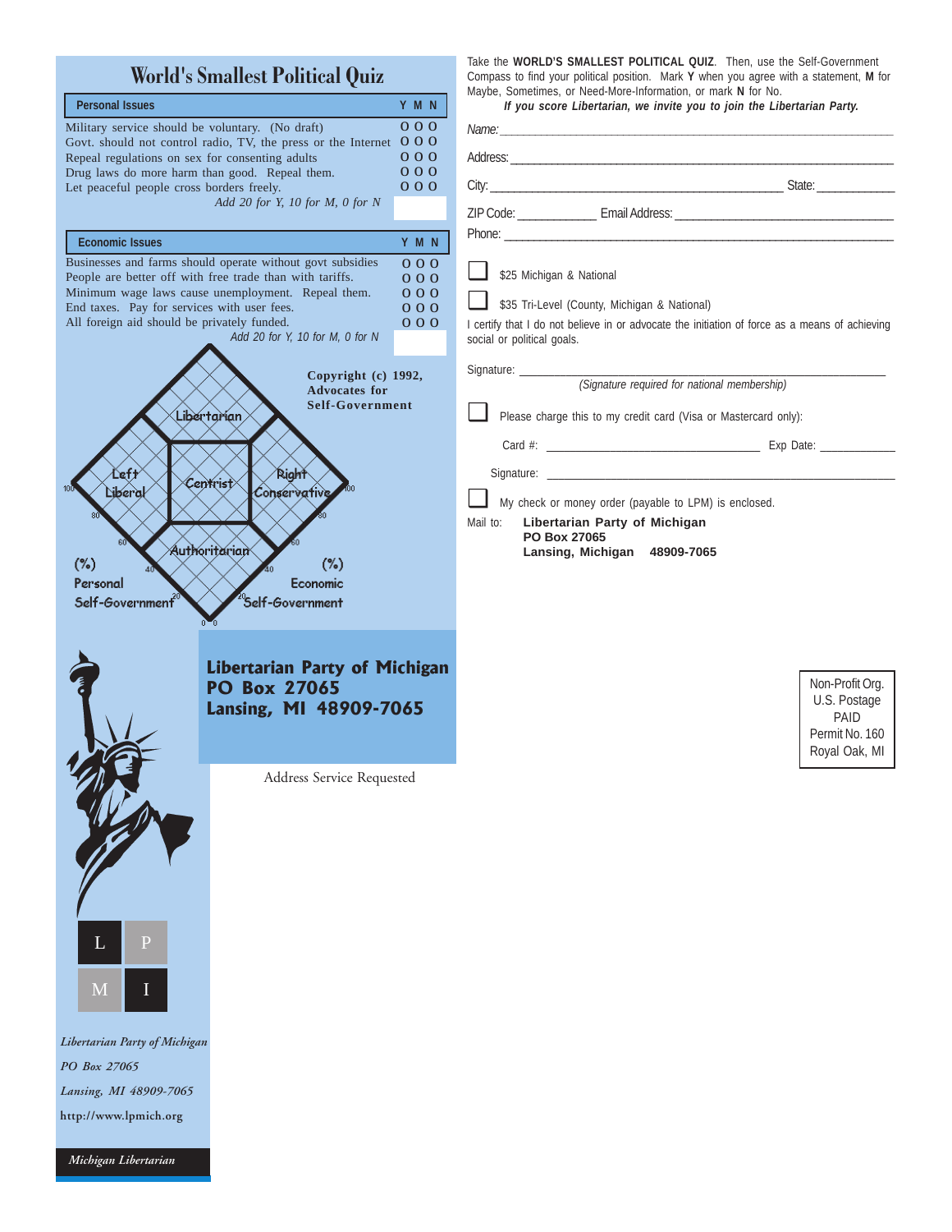# World's Smallest Political Quiz

| Personal Issues | Y | M | N |
|---|---|---|---|
| Military service should be voluntary. (No draft) | O | O | O |
| Govt. should not control radio, TV, the press or the Internet | O | O | O |
| Repeal regulations on sex for consenting adults | O | O | O |
| Drug laws do more harm than good. Repeal them. | O | O | O |
| Let peaceful people cross borders freely. | O | O | O |
| *Add 20 for Y, 10 for M, 0 for N* | | | |

| Economic Issues | Y | M | N |
|---|---|---|---|
| Businesses and farms should operate without govt subsidies | O | O | O |
| People are better off with free trade than with tariffs. | O | O | O |
| Minimum wage laws cause unemployment. Repeal them. | O | O | O |
| End taxes. Pay for services with user fees. | O | O | O |
| All foreign aid should be privately funded. | O | O | O |
| *Add 20 for Y, 10 for M, 0 for N* | | | |

Libertarian

Left Liberal

Centrist

Right Conservative

Authoritarian

100 80 60 40 20 0

(%) Personal Self-Government

(%) Economic Self-Government

Copyright (c) 1992, Advocates for Self-Government

**Libertarian Party of Michigan**
**PO Box 27065**
**Lansing, MI 48909-7065**

Address Service Requested

L P M I

*Libertarian Party of Michigan*

*PO Box 27065*

*Lansing, MI 48909-7065*

http://www.lpmich.org

*Michigan Libertarian*

Take the **WORLD'S SMALLEST POLITICAL QUIZ**. Then, use the Self-Government Compass to find your political position. Mark **Y** when you agree with a statement, **M** for Maybe, Sometimes, or Need-More-Information, or mark **N** for No.

***If you score Libertarian, we invite you to join the Libertarian Party.***

*Name:* ______________________________

Address: ______________________________

City: ______________________ State: __________

ZIP Code: __________ Email Address: ______________________

Phone: ______________________________

☐ $25 Michigan & National

☐ $35 Tri-Level (County, Michigan & National)

I certify that I do not believe in or advocate the initiation of force as a means of achieving social or political goals.

Signature: ______________________________

*(Signature required for national membership)*

☐ Please charge this to my credit card (Visa or Mastercard only):

Card #: ______________________ Exp Date: __________

Signature: ______________________________

☐ My check or money order (payable to LPM) is enclosed.

Mail to: **Libertarian Party of Michigan**
**PO Box 27065**
**Lansing, Michigan 48909-7065**

Non-Profit Org.
U.S. Postage
PAID
Permit No. 160
Royal Oak, MI